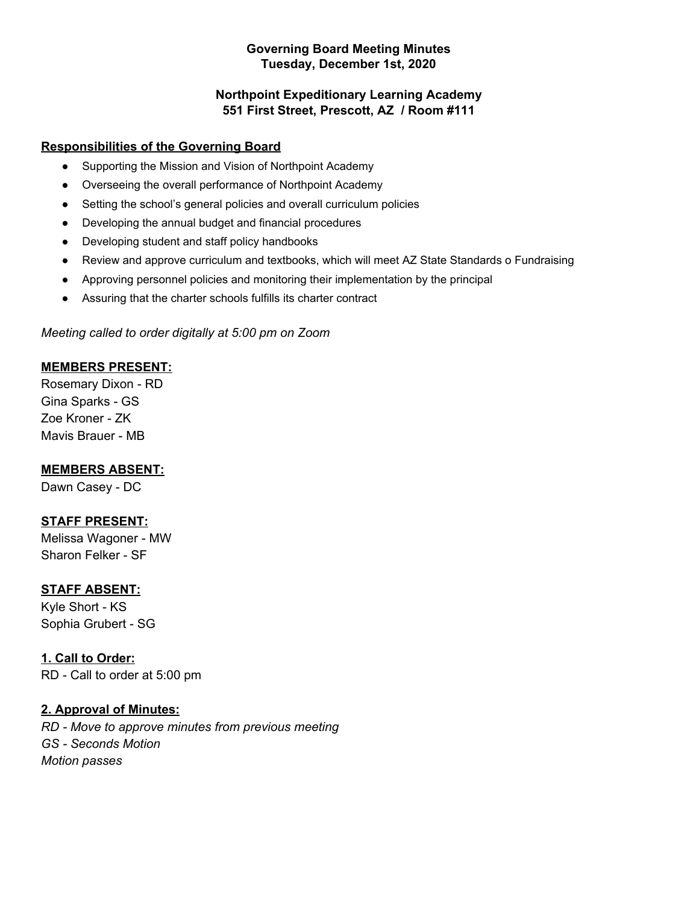**Governing Board Meeting Minutes**
**Tuesday, December 1st, 2020**

**Northpoint Expeditionary Learning Academy**
**551 First Street, Prescott, AZ / Room #111**

**Responsibilities of the Governing Board**

- Supporting the Mission and Vision of Northpoint Academy
- Overseeing the overall performance of Northpoint Academy
- Setting the school's general policies and overall curriculum policies
- Developing the annual budget and financial procedures
- Developing student and staff policy handbooks
- Review and approve curriculum and textbooks, which will meet AZ State Standards o Fundraising
- Approving personnel policies and monitoring their implementation by the principal
- Assuring that the charter schools fulfills its charter contract

*Meeting called to order digitally at 5:00 pm on Zoom*

**MEMBERS PRESENT:**
Rosemary Dixon - RD
Gina Sparks - GS
Zoe Kroner - ZK
Mavis Brauer - MB

**MEMBERS ABSENT:**
Dawn Casey - DC

**STAFF PRESENT:**
Melissa Wagoner - MW
Sharon Felker - SF

**STAFF ABSENT:**
Kyle Short - KS
Sophia Grubert - SG

**1. Call to Order:**
RD - Call to order at 5:00 pm

**2. Approval of Minutes:**
*RD - Move to approve minutes from previous meeting*
*GS - Seconds Motion*
*Motion passes*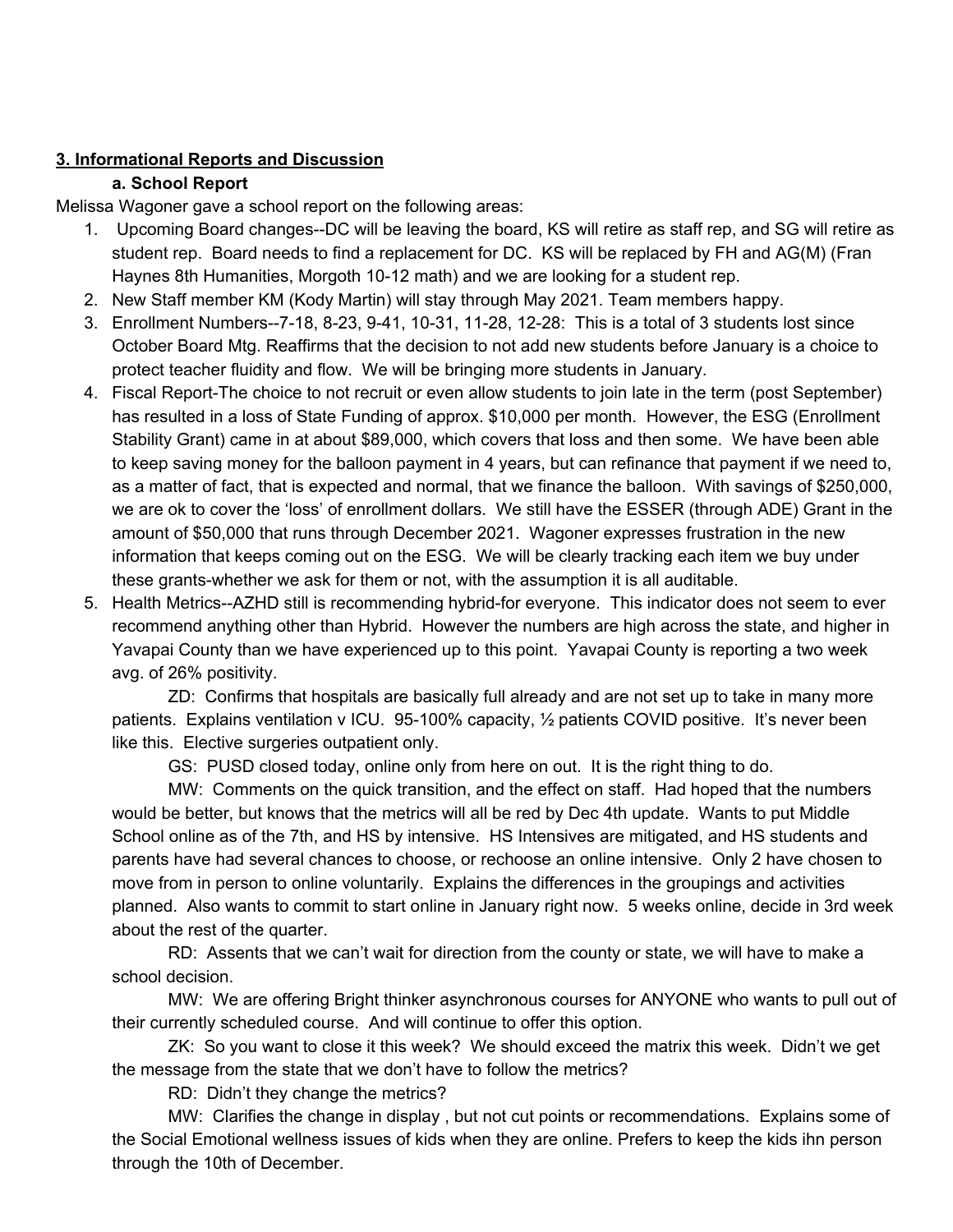## 3. Informational Reports and Discussion

### a. School Report

Melissa Wagoner gave a school report on the following areas:

1. Upcoming Board changes--DC will be leaving the board, KS will retire as staff rep, and SG will retire as student rep. Board needs to find a replacement for DC. KS will be replaced by FH and AG(M) (Fran Haynes 8th Humanities, Morgoth 10-12 math) and we are looking for a student rep.
2. New Staff member KM (Kody Martin) will stay through May 2021. Team members happy.
3. Enrollment Numbers--7-18, 8-23, 9-41, 10-31, 11-28, 12-28: This is a total of 3 students lost since October Board Mtg. Reaffirms that the decision to not add new students before January is a choice to protect teacher fluidity and flow. We will be bringing more students in January.
4. Fiscal Report-The choice to not recruit or even allow students to join late in the term (post September) has resulted in a loss of State Funding of approx. $10,000 per month. However, the ESG (Enrollment Stability Grant) came in at about $89,000, which covers that loss and then some. We have been able to keep saving money for the balloon payment in 4 years, but can refinance that payment if we need to, as a matter of fact, that is expected and normal, that we finance the balloon. With savings of $250,000, we are ok to cover the 'loss' of enrollment dollars. We still have the ESSER (through ADE) Grant in the amount of $50,000 that runs through December 2021. Wagoner expresses frustration in the new information that keeps coming out on the ESG. We will be clearly tracking each item we buy under these grants-whether we ask for them or not, with the assumption it is all auditable.
5. Health Metrics--AZHD still is recommending hybrid-for everyone. This indicator does not seem to ever recommend anything other than Hybrid. However the numbers are high across the state, and higher in Yavapai County than we have experienced up to this point. Yavapai County is reporting a two week avg. of 26% positivity.

    ZD: Confirms that hospitals are basically full already and are not set up to take in many more patients. Explains ventilation v ICU. 95-100% capacity, ½ patients COVID positive. It's never been like this. Elective surgeries outpatient only.

    GS: PUSD closed today, online only from here on out. It is the right thing to do.

    MW: Comments on the quick transition, and the effect on staff. Had hoped that the numbers would be better, but knows that the metrics will all be red by Dec 4th update. Wants to put Middle School online as of the 7th, and HS by intensive. HS Intensives are mitigated, and HS students and parents have had several chances to choose, or rechoose an online intensive. Only 2 have chosen to move from in person to online voluntarily. Explains the differences in the groupings and activities planned. Also wants to commit to start online in January right now. 5 weeks online, decide in 3rd week about the rest of the quarter.

    RD: Assents that we can't wait for direction from the county or state, we will have to make a school decision.

    MW: We are offering Bright thinker asynchronous courses for ANYONE who wants to pull out of their currently scheduled course. And will continue to offer this option.

    ZK: So you want to close it this week? We should exceed the matrix this week. Didn't we get the message from the state that we don't have to follow the metrics?

    RD: Didn't they change the metrics?

    MW: Clarifies the change in display , but not cut points or recommendations. Explains some of the Social Emotional wellness issues of kids when they are online. Prefers to keep the kids ihn person through the 10th of December.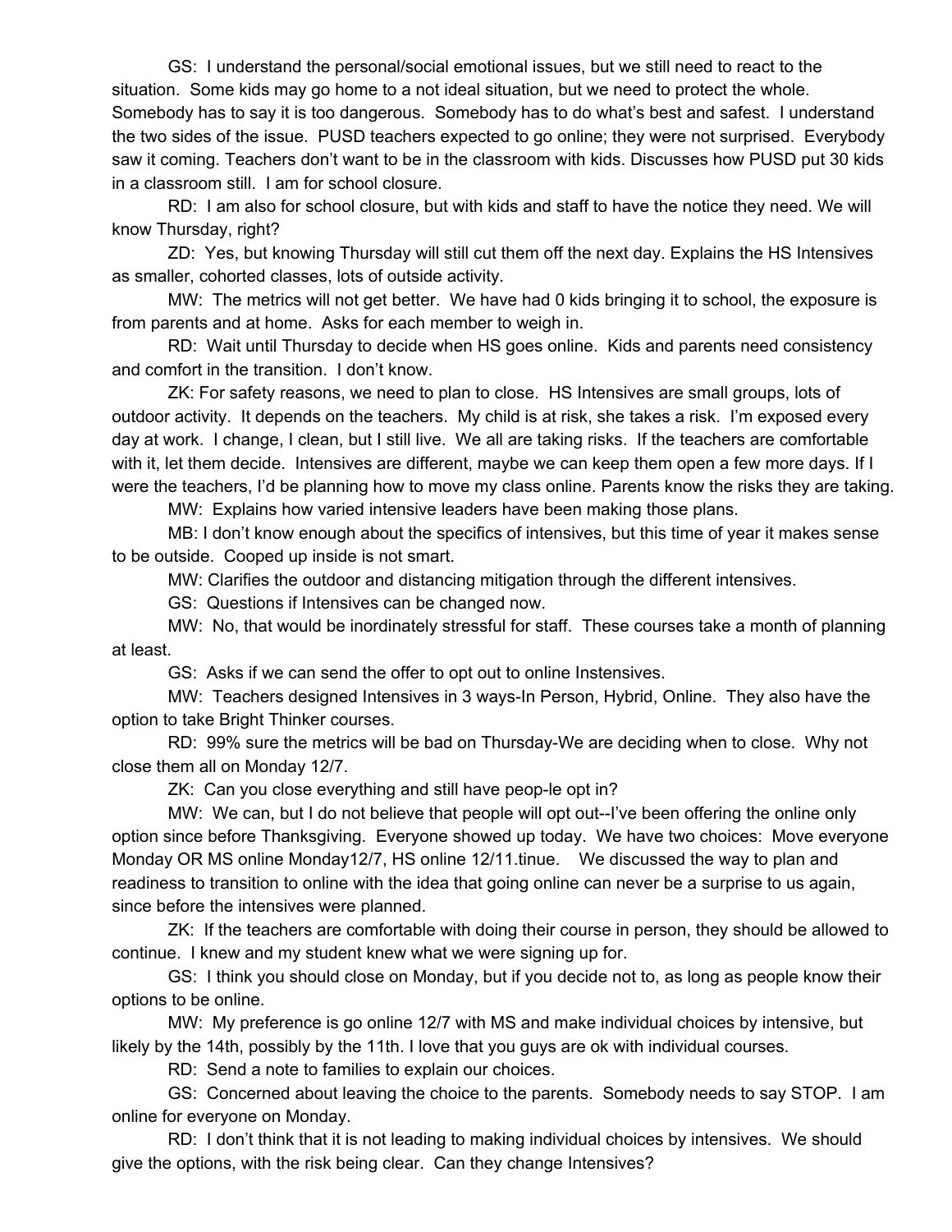GS: I understand the personal/social emotional issues, but we still need to react to the situation. Some kids may go home to a not ideal situation, but we need to protect the whole. Somebody has to say it is too dangerous. Somebody has to do what's best and safest. I understand the two sides of the issue. PUSD teachers expected to go online; they were not surprised. Everybody saw it coming. Teachers don't want to be in the classroom with kids. Discusses how PUSD put 30 kids in a classroom still. I am for school closure.

RD: I am also for school closure, but with kids and staff to have the notice they need. We will know Thursday, right?

ZD: Yes, but knowing Thursday will still cut them off the next day. Explains the HS Intensives as smaller, cohorted classes, lots of outside activity.

MW: The metrics will not get better. We have had 0 kids bringing it to school, the exposure is from parents and at home. Asks for each member to weigh in.

RD: Wait until Thursday to decide when HS goes online. Kids and parents need consistency and comfort in the transition. I don't know.

ZK: For safety reasons, we need to plan to close. HS Intensives are small groups, lots of outdoor activity. It depends on the teachers. My child is at risk, she takes a risk. I'm exposed every day at work. I change, I clean, but I still live. We all are taking risks. If the teachers are comfortable with it, let them decide. Intensives are different, maybe we can keep them open a few more days. If I were the teachers, I'd be planning how to move my class online. Parents know the risks they are taking.

MW: Explains how varied intensive leaders have been making those plans.

MB: I don't know enough about the specifics of intensives, but this time of year it makes sense to be outside. Cooped up inside is not smart.

MW: Clarifies the outdoor and distancing mitigation through the different intensives.

GS: Questions if Intensives can be changed now.

MW: No, that would be inordinately stressful for staff. These courses take a month of planning at least.

GS: Asks if we can send the offer to opt out to online Instensives.

MW: Teachers designed Intensives in 3 ways-In Person, Hybrid, Online. They also have the option to take Bright Thinker courses.

RD: 99% sure the metrics will be bad on Thursday-We are deciding when to close. Why not close them all on Monday 12/7.

ZK: Can you close everything and still have peop-le opt in?

MW: We can, but I do not believe that people will opt out--I've been offering the online only option since before Thanksgiving. Everyone showed up today. We have two choices: Move everyone Monday OR MS online Monday12/7, HS online 12/11.tinue. We discussed the way to plan and readiness to transition to online with the idea that going online can never be a surprise to us again, since before the intensives were planned.

ZK: If the teachers are comfortable with doing their course in person, they should be allowed to continue. I knew and my student knew what we were signing up for.

GS: I think you should close on Monday, but if you decide not to, as long as people know their options to be online.

MW: My preference is go online 12/7 with MS and make individual choices by intensive, but likely by the 14th, possibly by the 11th. I love that you guys are ok with individual courses.

RD: Send a note to families to explain our choices.

GS: Concerned about leaving the choice to the parents. Somebody needs to say STOP. I am online for everyone on Monday.

RD: I don't think that it is not leading to making individual choices by intensives. We should give the options, with the risk being clear. Can they change Intensives?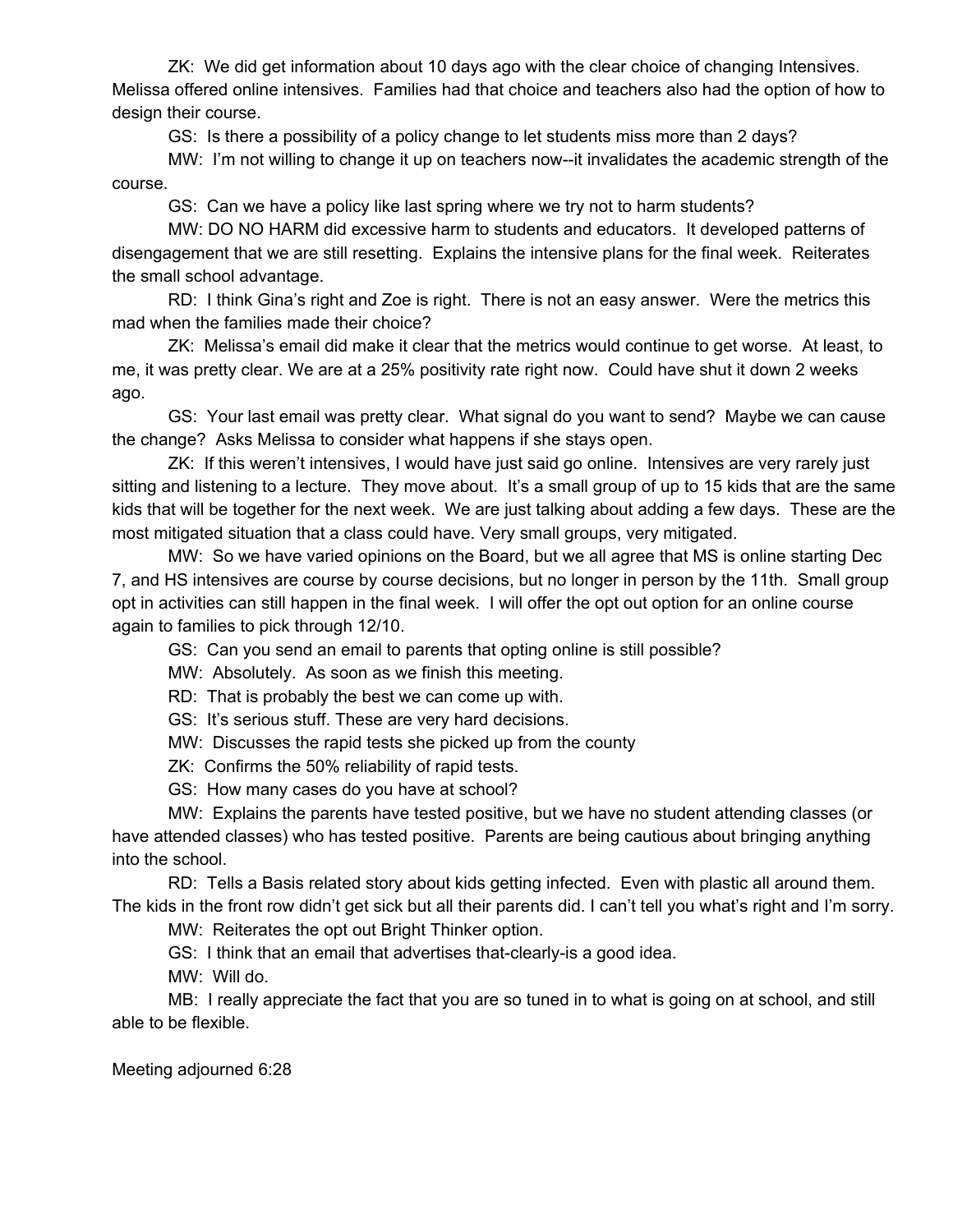ZK: We did get information about 10 days ago with the clear choice of changing Intensives. Melissa offered online intensives. Families had that choice and teachers also had the option of how to design their course.

GS: Is there a possibility of a policy change to let students miss more than 2 days?

MW: I'm not willing to change it up on teachers now--it invalidates the academic strength of the course.

GS: Can we have a policy like last spring where we try not to harm students?

MW: DO NO HARM did excessive harm to students and educators. It developed patterns of disengagement that we are still resetting. Explains the intensive plans for the final week. Reiterates the small school advantage.

RD: I think Gina's right and Zoe is right. There is not an easy answer. Were the metrics this mad when the families made their choice?

ZK: Melissa's email did make it clear that the metrics would continue to get worse. At least, to me, it was pretty clear. We are at a 25% positivity rate right now. Could have shut it down 2 weeks ago.

GS: Your last email was pretty clear. What signal do you want to send? Maybe we can cause the change? Asks Melissa to consider what happens if she stays open.

ZK: If this weren't intensives, I would have just said go online. Intensives are very rarely just sitting and listening to a lecture. They move about. It's a small group of up to 15 kids that are the same kids that will be together for the next week. We are just talking about adding a few days. These are the most mitigated situation that a class could have. Very small groups, very mitigated.

MW: So we have varied opinions on the Board, but we all agree that MS is online starting Dec 7, and HS intensives are course by course decisions, but no longer in person by the 11th. Small group opt in activities can still happen in the final week. I will offer the opt out option for an online course again to families to pick through 12/10.

GS: Can you send an email to parents that opting online is still possible?

MW: Absolutely. As soon as we finish this meeting.

RD: That is probably the best we can come up with.

GS: It's serious stuff. These are very hard decisions.

MW: Discusses the rapid tests she picked up from the county

ZK: Confirms the 50% reliability of rapid tests.

GS: How many cases do you have at school?

MW: Explains the parents have tested positive, but we have no student attending classes (or have attended classes) who has tested positive. Parents are being cautious about bringing anything into the school.

RD: Tells a Basis related story about kids getting infected. Even with plastic all around them. The kids in the front row didn't get sick but all their parents did. I can't tell you what's right and I'm sorry.

MW: Reiterates the opt out Bright Thinker option.

GS: I think that an email that advertises that-clearly-is a good idea.

MW: Will do.

MB: I really appreciate the fact that you are so tuned in to what is going on at school, and still able to be flexible.

Meeting adjourned 6:28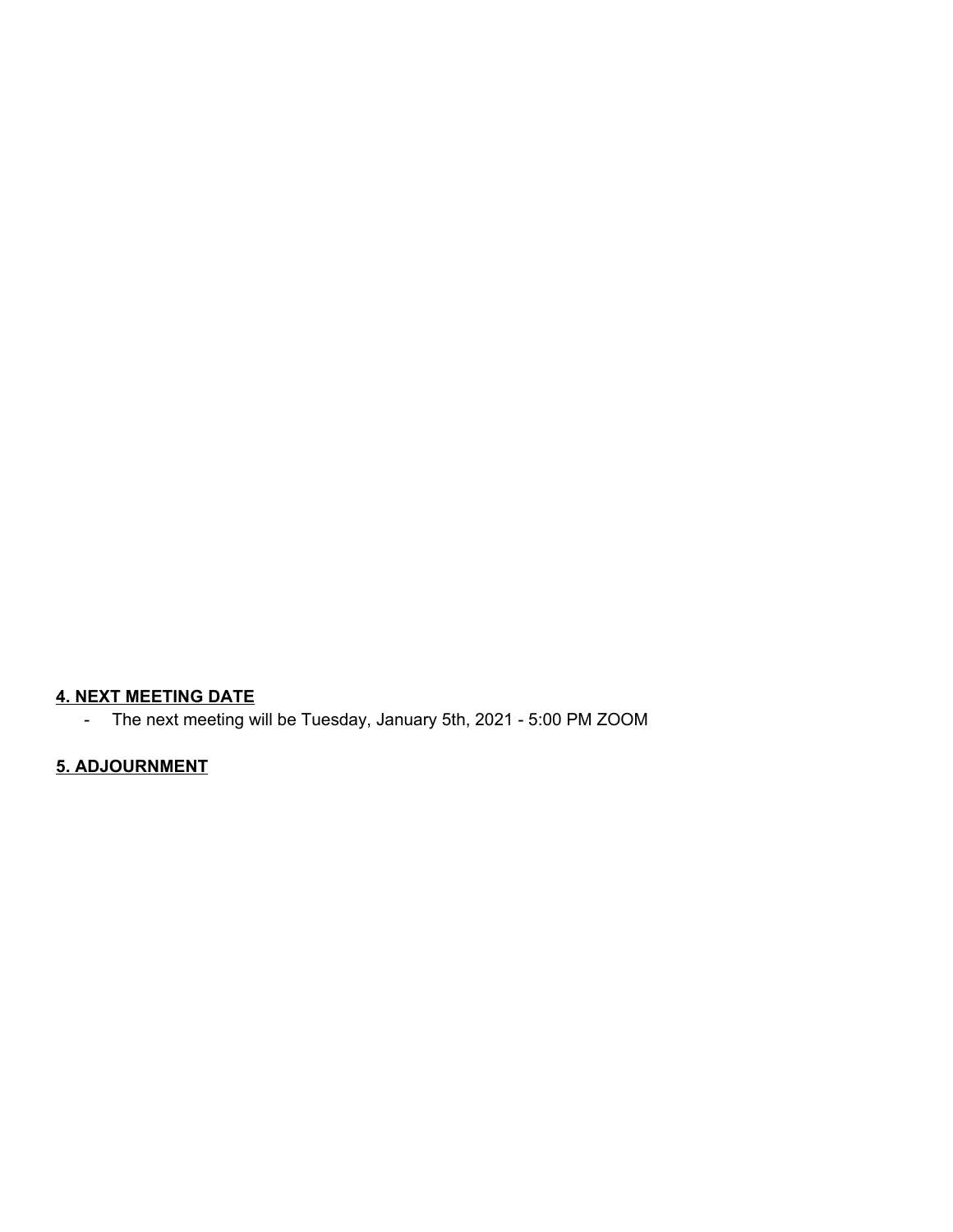## **4. NEXT MEETING DATE**

- The next meeting will be Tuesday, January 5th, 2021 - 5:00 PM ZOOM

## **5. ADJOURNMENT**